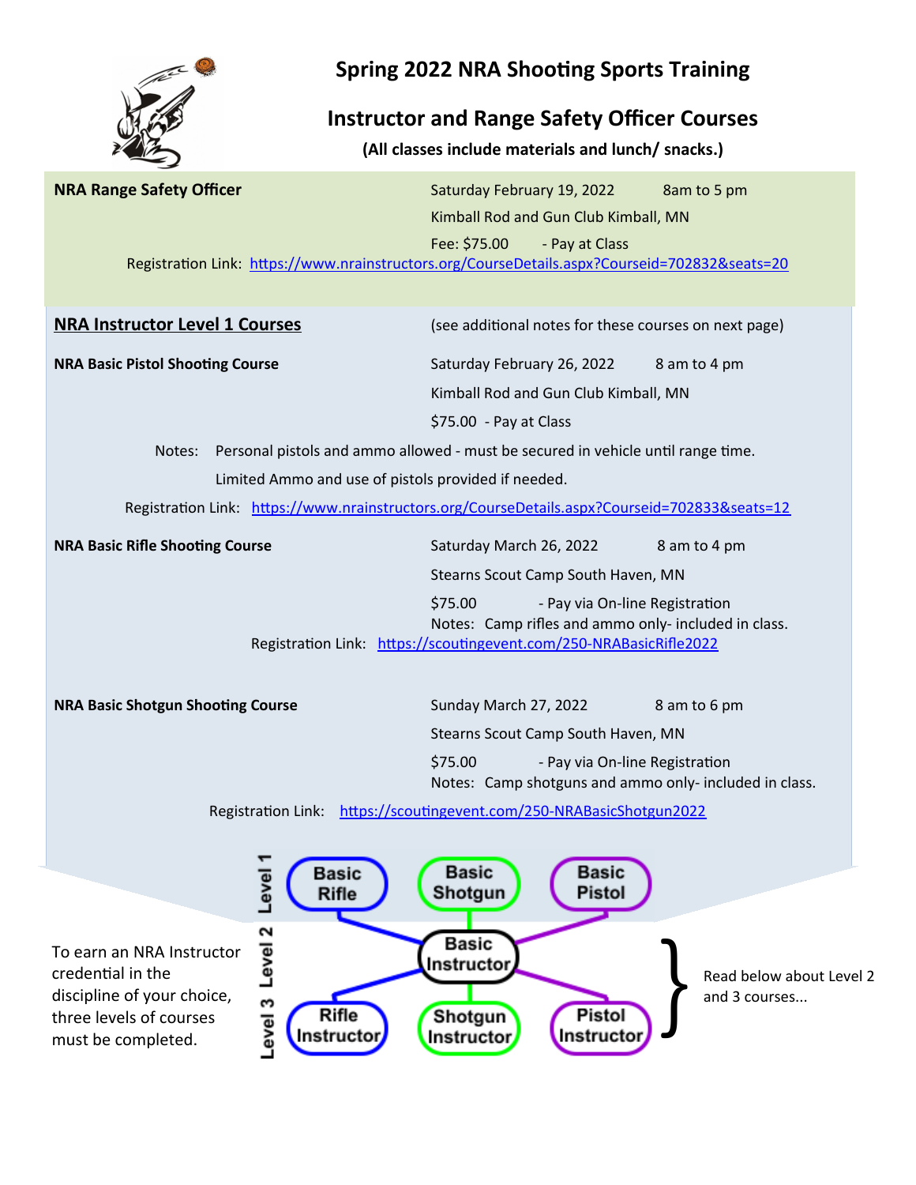# Spring 2022 NRA Shooting Sports Training

## Instructor and Range Safety Officer Courses

**(All classes include materials and lunch/ snacks.)**

**NRA Range Safety Officer**

Saturday February 19, 2022 8am to 5 pm

Kimball Rod and Gun Club Kimball, MN

Fee: $75.00 - Pay at Class

Registration Link: https://www.nrainstructors.org/CourseDetails.aspx?Courseid=702832&seats=20

## NRA Instructor Level 1 Courses

(see additional notes for these courses on next page)

**NRA Basic Pistol Shooting Course**

Saturday February 26, 2022 8 am to 4 pm

Kimball Rod and Gun Club Kimball, MN

$75.00 - Pay at Class

Notes: Personal pistols and ammo allowed - must be secured in vehicle until range time.
Limited Ammo and use of pistols provided if needed.

Registration Link: https://www.nrainstructors.org/CourseDetails.aspx?Courseid=702833&seats=12

**NRA Basic Rifle Shooting Course**

Saturday March 26, 2022 8 am to 4 pm

Stearns Scout Camp South Haven, MN

$75.00 - Pay via On-line Registration

Notes: Camp rifles and ammo only- included in class.

Registration Link: https://scoutingevent.com/250-NRABasicRifle2022

**NRA Basic Shotgun Shooting Course**

Sunday March 27, 2022 8 am to 6 pm

Stearns Scout Camp South Haven, MN

$75.00 - Pay via On-line Registration

Notes: Camp shotguns and ammo only- included in class.

Registration Link: https://scoutingevent.com/250-NRABasicShotgun2022

To earn an NRA Instructor credential in the discipline of your choice, three levels of courses must be completed.

Level 1: Basic Rifle, Basic Shotgun, Basic Pistol

Level 2: Basic Instructor

Level 3: Rifle Instructor, Shotgun Instructor, Pistol Instructor

Read below about Level 2 and 3 courses...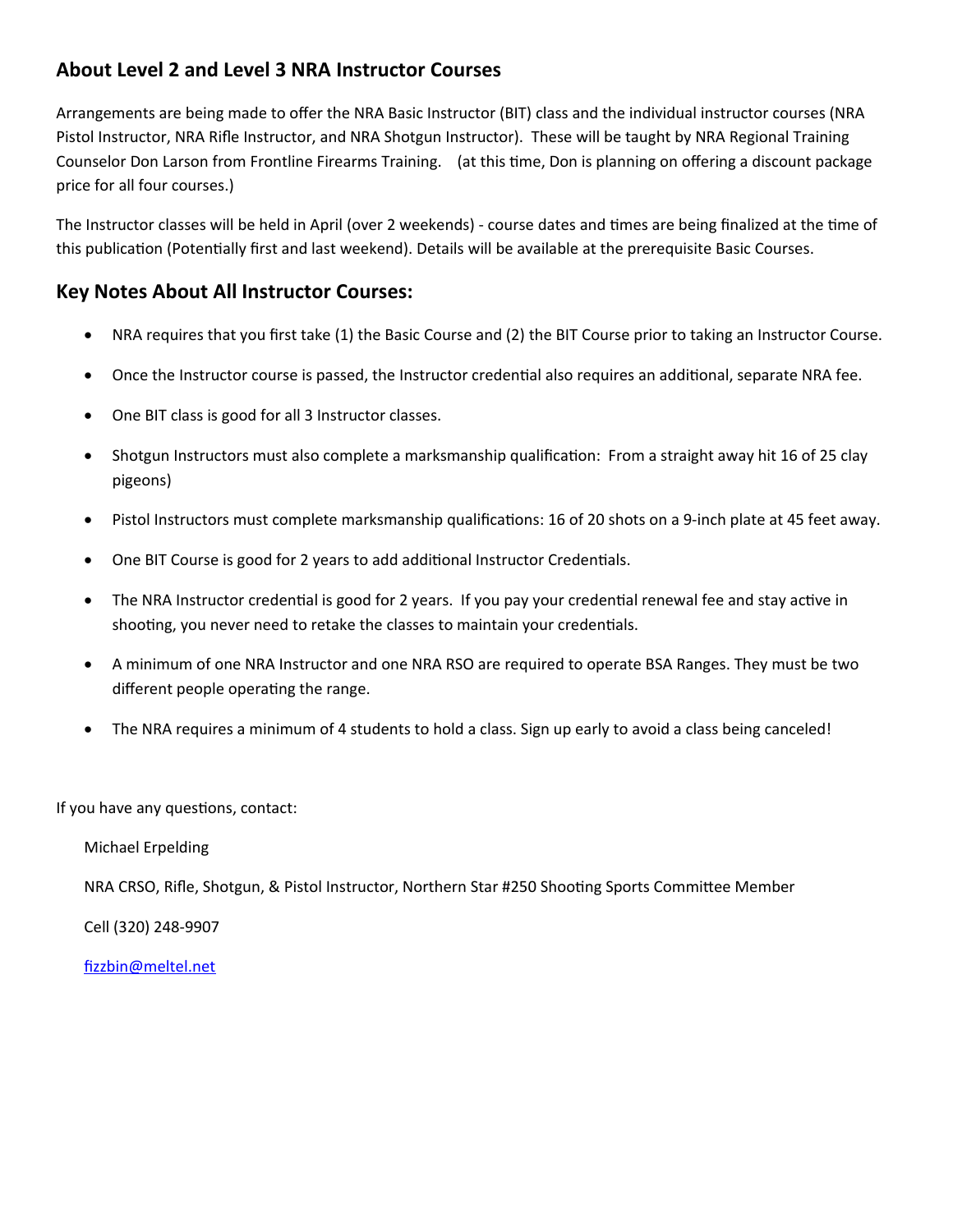## About Level 2 and Level 3 NRA Instructor Courses

Arrangements are being made to offer the NRA Basic Instructor (BIT) class and the individual instructor courses (NRA Pistol Instructor, NRA Rifle Instructor, and NRA Shotgun Instructor). These will be taught by NRA Regional Training Counselor Don Larson from Frontline Firearms Training. (at this time, Don is planning on offering a discount package price for all four courses.)

The Instructor classes will be held in April (over 2 weekends) - course dates and times are being finalized at the time of this publication (Potentially first and last weekend). Details will be available at the prerequisite Basic Courses.

## Key Notes About All Instructor Courses:

- NRA requires that you first take (1) the Basic Course and (2) the BIT Course prior to taking an Instructor Course.
- Once the Instructor course is passed, the Instructor credential also requires an additional, separate NRA fee.
- One BIT class is good for all 3 Instructor classes.
- Shotgun Instructors must also complete a marksmanship qualification: From a straight away hit 16 of 25 clay pigeons)
- Pistol Instructors must complete marksmanship qualifications: 16 of 20 shots on a 9-inch plate at 45 feet away.
- One BIT Course is good for 2 years to add additional Instructor Credentials.
- The NRA Instructor credential is good for 2 years. If you pay your credential renewal fee and stay active in shooting, you never need to retake the classes to maintain your credentials.
- A minimum of one NRA Instructor and one NRA RSO are required to operate BSA Ranges. They must be two different people operating the range.
- The NRA requires a minimum of 4 students to hold a class. Sign up early to avoid a class being canceled!

If you have any questions, contact:

Michael Erpelding

NRA CRSO, Rifle, Shotgun, & Pistol Instructor, Northern Star #250 Shooting Sports Committee Member

Cell (320) 248-9907

fizzbin@meltel.net